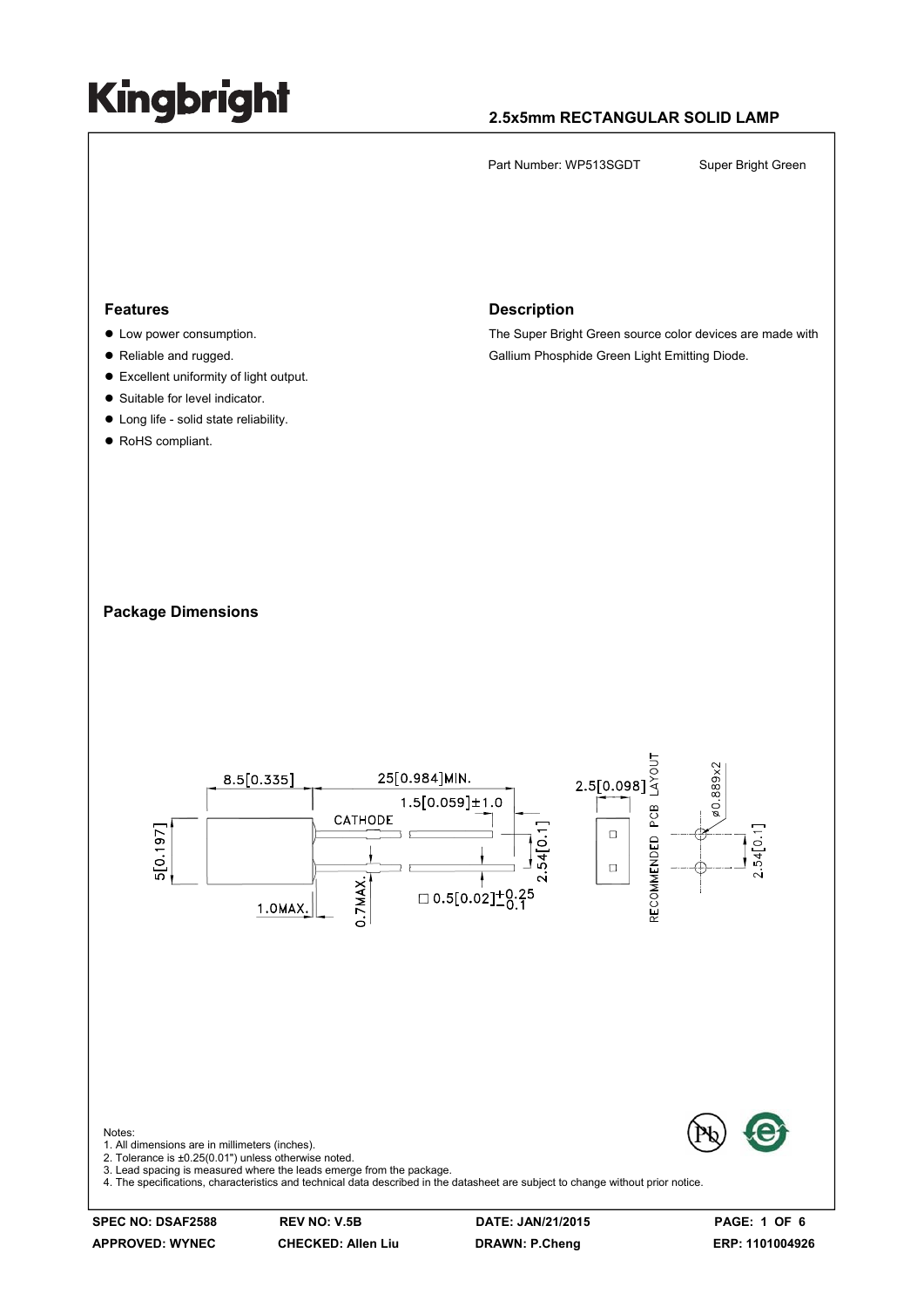# Kingbright

**2.5x5mm RECTANGULAR SOLID LAMP**

Part Number: WP513SGDT     Super Bright Green

## Features

- Low power consumption.
- Reliable and rugged.
- Excellent uniformity of light output.
- Suitable for level indicator.
- Long life - solid state reliability.
- RoHS compliant.

## Description

The Super Bright Green source color devices are made with Gallium Phosphide Green Light Emitting Diode.

## Package Dimensions

Notes:
1. All dimensions are in millimeters (inches).
2. Tolerance is ±0.25(0.01") unless otherwise noted.
3. Lead spacing is measured where the leads emerge from the package.
4. The specifications, characteristics and technical data described in the datasheet are subject to change without notice.

| SPEC NO: DSAF2588 | REV NO: V.5B | DATE: JAN/21/2015 | ERP: 1101004926 |
|---|---|---|---|
| APPROVED: WYNEC | CHECKED: Allen Liu | DRAWN: P.Cheng | |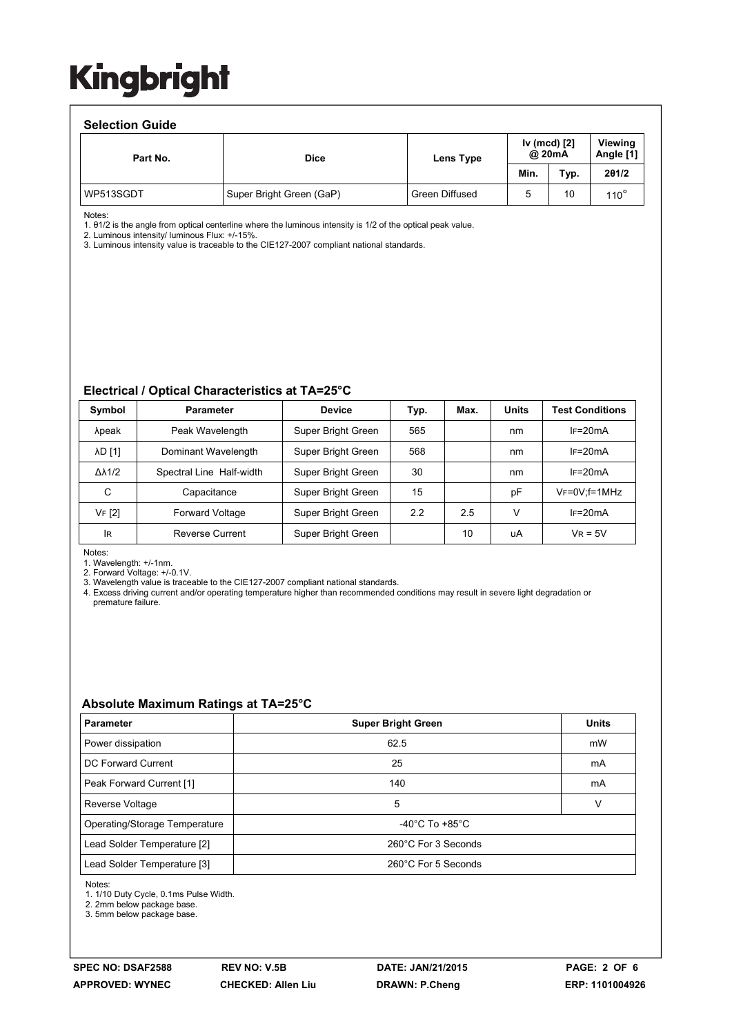# Kingbright

## Selection Guide

| Part No. | Dice | Lens Type | Iv (mcd) [2] @ 20mA | | Viewing Angle [1] |
|---|---|---|---|---|---|
| | | | Min. | Typ. | 2θ1/2 |
| WP513SGDT | Super Bright Green (GaP) | Green Diffused | 5 | 10 | 110° |

Notes:
1. θ1/2 is the angle from optical centerline where the luminous intensity is 1/2 of the optical peak value.
2. Luminous intensity/ luminous Flux: +/-15%.
3. Luminous intensity value is traceable to the CIE127-2007 compliant national standards.

## Electrical / Optical Characteristics at TA=25°C

| Symbol | Parameter | Device | Typ. | Max. | Units | Test Conditions |
|---|---|---|---|---|---|---|
| λpeak | Peak Wavelength | Super Bright Green | 565 | | nm | IF=20mA |
| λD [1] | Dominant Wavelength | Super Bright Green | 568 | | nm | IF=20mA |
| Δλ1/2 | Spectral Line Half-width | Super Bright Green | 30 | | nm | IF=20mA |
| C | Capacitance | Super Bright Green | 15 | | pF | VF=0V;f=1MHz |
| VF [2] | Forward Voltage | Super Bright Green | 2.2 | 2.5 | V | IF=20mA |
| IR | Reverse Current | Super Bright Green | | 10 | uA | VR = 5V |

Notes:
1. Wavelength: +/-1nm.
2. Forward Voltage: +/-0.1V.
3. Wavelength value is traceable to the CIE127-2007 compliant national standards.
4. Excess driving current and/or operating temperature higher than recommended conditions may result in severe light degradation or premature failure.

## Absolute Maximum Ratings at TA=25°C

| Parameter | Super Bright Green | Units |
|---|---|---|
| Power dissipation | 62.5 | mW |
| DC Forward Current | 25 | mA |
| Peak Forward Current [1] | 140 | mA |
| Reverse Voltage | 5 | V |
| Operating/Storage Temperature | -40°C To +85°C | |
| Lead Solder Temperature [2] | 260°C For 3 Seconds | |
| Lead Solder Temperature [3] | 260°C For 5 Seconds | |

Notes:
1. 1/10 Duty Cycle, 0.1ms Pulse Width.
2. 2mm below package base.
3. 5mm below package base.

SPEC NO: DSAF2588 | REV NO: V.5B | DATE: JAN/21/2015 | PAGE: 2 OF 6
APPROVED: WYNEC | CHECKED: Allen Liu | DRAWN: P.Cheng | ERP: 1101004926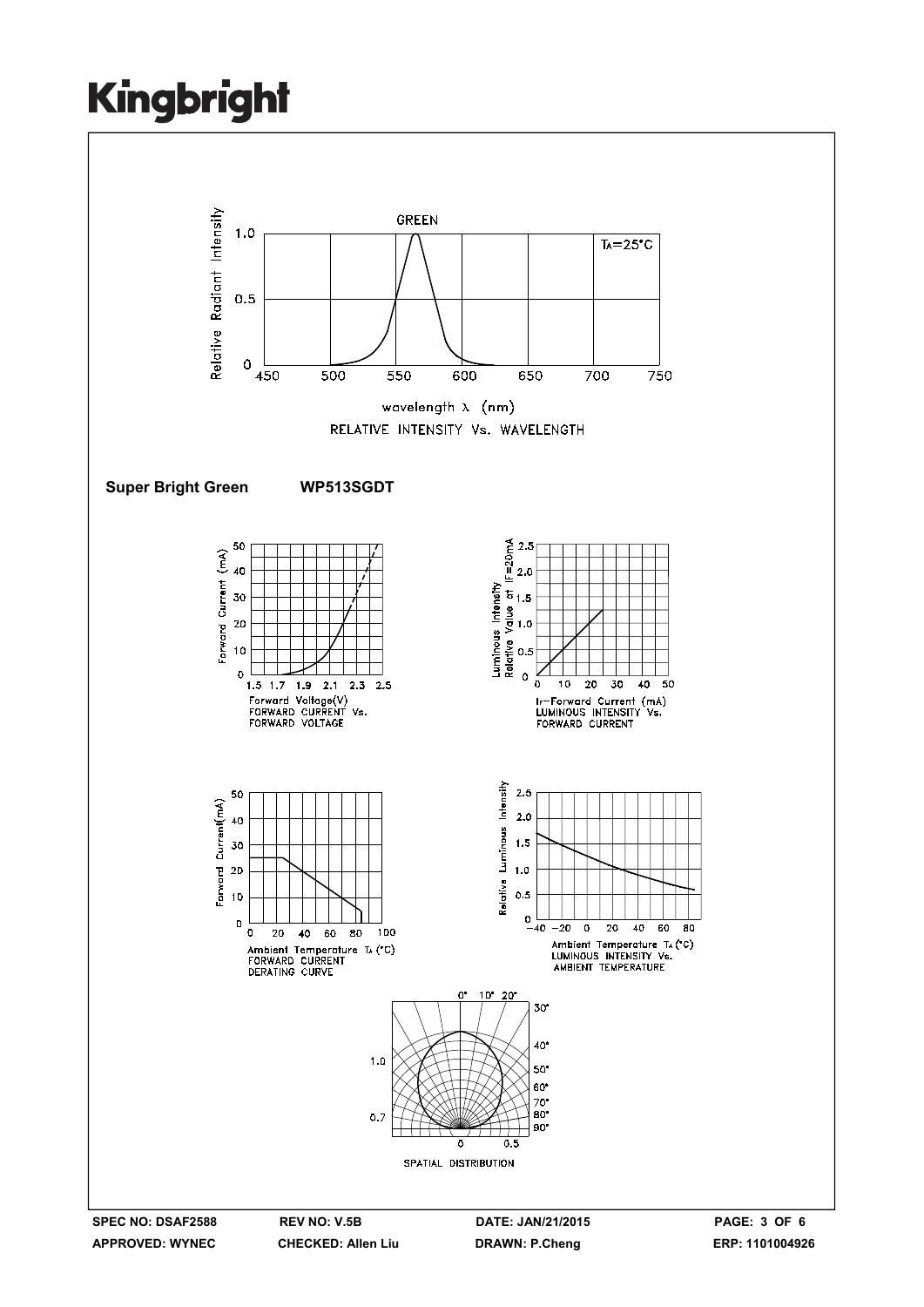GREEN

$T_A=25°C$

Relative Radiant Intensity

wavelength λ (nm)

RELATIVE INTENSITY Vs. WAVELENGTH

**Super Bright Green WP513SGDT**

Forward Current (mA)

Forward Voltage(V)
FORWARD CURRENT Vs.
FORWARD VOLTAGE

Luminous Intensity
Relative Value at IF=20mA

IF-Forward Current (mA)
LUMINOUS INTENSITY Vs.
FORWARD CURRENT

Forward Current(mA)

Ambient Temperature $T_A$ (°C)
FORWARD CURRENT
DERATING CURVE

Relative Luminous Intensity

Ambient Temperature $T_A$ (°C)
LUMINOUS INTENSITY Vs.
AMBIENT TEMPERATURE

SPATIAL DISTRIBUTION

**SPEC NO: DSAF2588** **REV NO: V.5B** **DATE: JAN/21/2015**
**APPROVED: WYNEC** **CHECKED: Allen Liu** **DRAWN: P.Cheng** **ERP: 1101004926**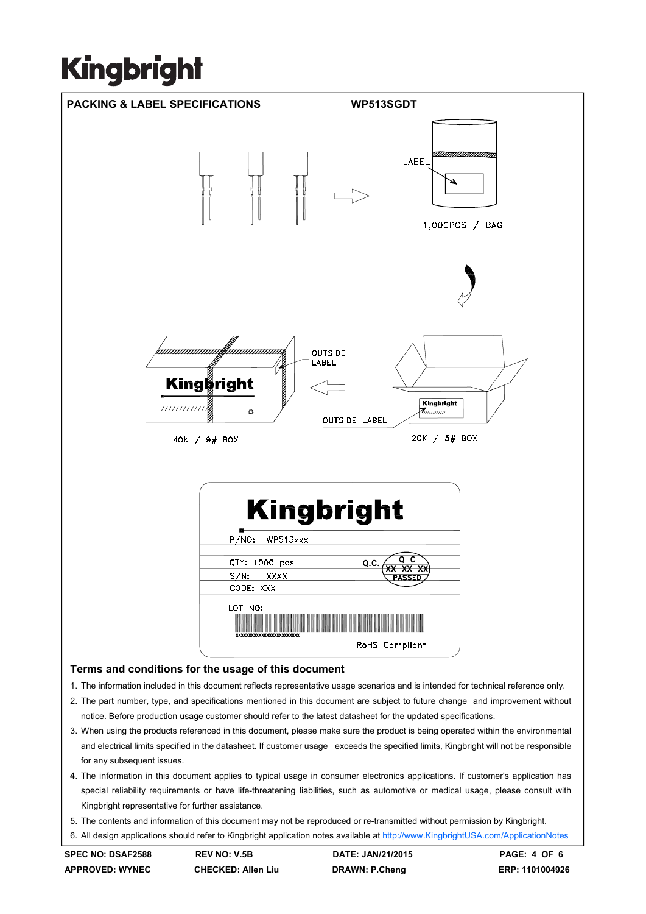## PACKING & LABEL SPECIFICATIONS WP513SGDT

LABEL

1,000PCS / BAG

OUTSIDE LABEL

OUTSIDE LABEL

40K / 9# BOX

20K / 5# BOX

**Kingbright**

P/NO: WP513xxx

QTY: 1000 pcs Q.C. QC XX XX XX PASSED

S/N: XXXX

CODE: XXX

LOT NO:

RoHS Compliant

### Terms and conditions for the usage of this document

1. The information included in this document reflects representative usage scenarios and is intended for technical reference only.
2. The part number, type, and specifications mentioned in this document are subject to future change and improvement without notice. Before production usage customer should refer to the latest datasheet for the updated specifications.
3. When using the products referenced in this document, please make sure the product is being operated within the environmental and electrical limits specified in the datasheet. If customer usage exceeds the specified limits, Kingbright will not be responsible for any subsequent issues.
4. The information in this document applies to typical usage in consumer electronics applications. If customer's application has special reliability requirements or have life-threatening liabilities, such as automotive or medical usage, please consult with Kingbright representative for further assistance.
5. The contents and information of this document may not be reproduced or re-transmitted without permission by Kingbright.
6. All design applications should refer to Kingbright application notes available at http://www.KingbrightUSA.com/ApplicationNotes

| SPEC NO: DSAF2588 | REV NO: V.5B | DATE: JAN/21/2015 | PAGE: 4 OF 6 |
|---|---|---|---|
| APPROVED: WYNEC | CHECKED: Allen Liu | DRAWN: P.Cheng | ERP: 1101004926 |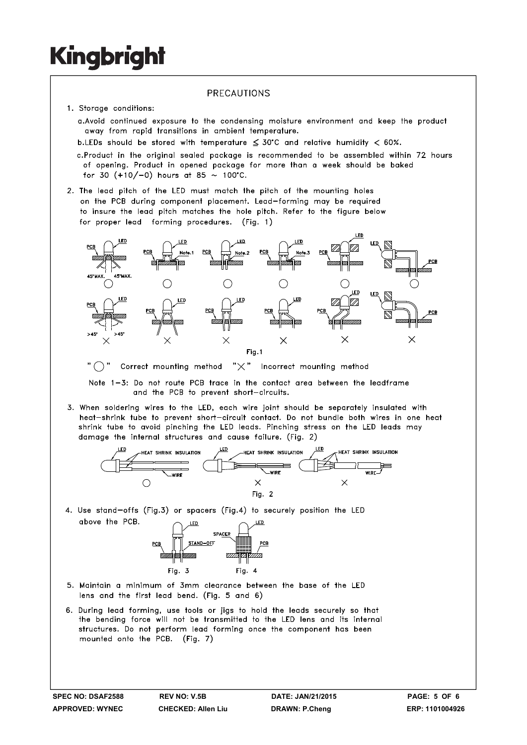# PRECAUTIONS

1. Storage conditions:
   a. Avoid continued exposure to the condensing moisture environment and keep the product away from rapid transitions in ambient temperature.
   b. LEDs should be stored with temperature ≦ 30°C and relative humidity < 60%.
   c. Product in the original sealed package is recommended to be assembled within 72 hours of opening. Product in opened package for more than a week should be baked for 30 (+10/−0) hours at 85 ~ 100°C.

2. The lead pitch of the LED must match the pitch of the mounting holes on the PCB during component placement. Lead−forming may be required to insure the lead pitch matches the hole pitch. Refer to the figure below for proper lead forming procedures. (Fig. 1)

Fig.1

"○" Correct mounting method "×" Incorrect mounting method

Note 1−3: Do not route PCB trace in the contact area between the leadframe and the PCB to prevent short−circuits.

3. When soldering wires to the LED, each wire joint should be separately insulated with heat−shrink tube to prevent short−circuit contact. Do not bundle both wires in one heat shrink tube to avoid pinching the LED leads. Pinching stress on the LED leads may damage the internal structures and cause failure. (Fig. 2)

Fig. 2

4. Use stand−offs (Fig.3) or spacers (Fig.4) to securely position the LED above the PCB.

Fig. 3 Fig. 4

5. Maintain a minimum of 3mm clearance between the base of the LED lens and the first lead bend. (Fig. 5 and 6)

6. During lead forming, use tools or jigs to hold the leads securely so that the bending force will not be transmitted to the LED lens and its internal structures. Do not perform lead forming once the component has been mounted onto the PCB. (Fig. 7)

| SPEC NO: DSAF2588 | REV NO: V.5B | DATE: JAN/21/2015 | PAGE: 5 OF 6 |
|---|---|---|---|
| APPROVED: WYNEC | CHECKED: Allen Liu | DRAWN: P.Cheng | ERP: 1101004926 |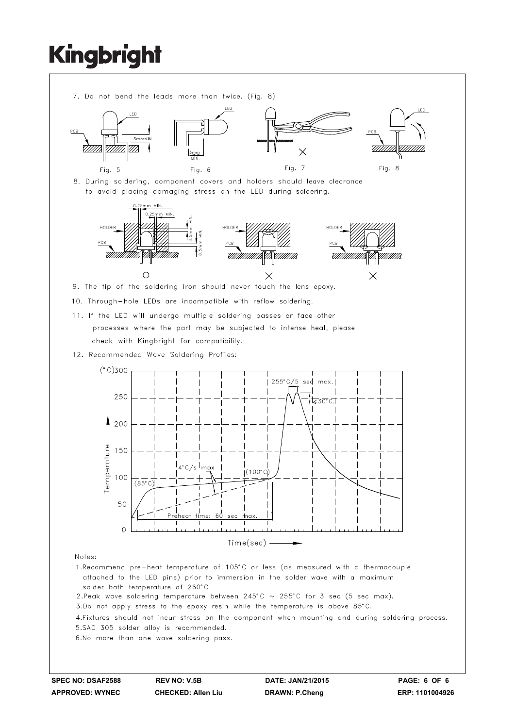7. Do not bend the leads more than twice. (Fig. 8)

Fig. 5　　Fig. 6　　Fig. 7　　Fig. 8

8. During soldering, component covers and holders should leave clearance to avoid placing damaging stress on the LED during soldering.

9. The tip of the soldering iron should never touch the lens epoxy.

10. Through-hole LEDs are incompatible with reflow soldering.

11. If the LED will undergo multiple soldering passes or face other processes where the part may be subjected to intense heat, please check with Kingbright for compatibility.

12. Recommended Wave Soldering Profiles:

Notes:

1. Recommend pre-heat temperature of 105°C or less (as measured with a thermocouple attached to the LED pins) prior to immersion in the solder wave with a maximum solder bath temperature of 260°C
2. Peak wave soldering temperature between 245°C ~ 255°C for 3 sec (5 sec max).
3. Do not apply stress to the epoxy resin while the temperature is above 85°C.
4. Fixtures should not incur stress on the component when mounting and during soldering process.
5. SAC 305 solder alloy is recommended.
6. No more than one wave soldering pass.

**SPEC NO: DSAF2588**　**REV NO: V.5B**　**DATE: JAN/21/2015**　**APPROVED: WYNEC**　**CHECKED: Allen Liu**　**DRAWN: P.Cheng**　**ERP: 1101004926**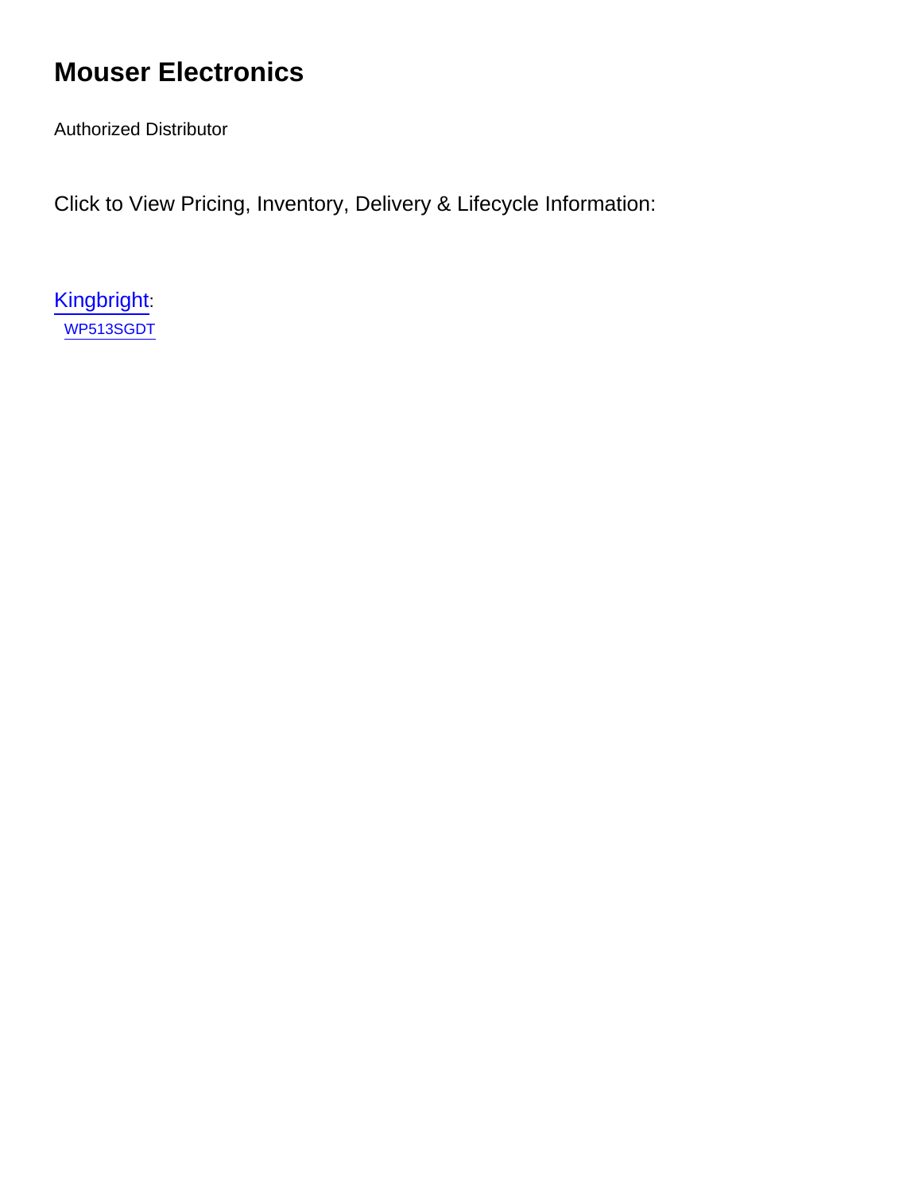# Mouser Electronics

Authorized Distributor

Click to View Pricing, Inventory, Delivery & Lifecycle Information:

Kingbright:

WP513SGDT